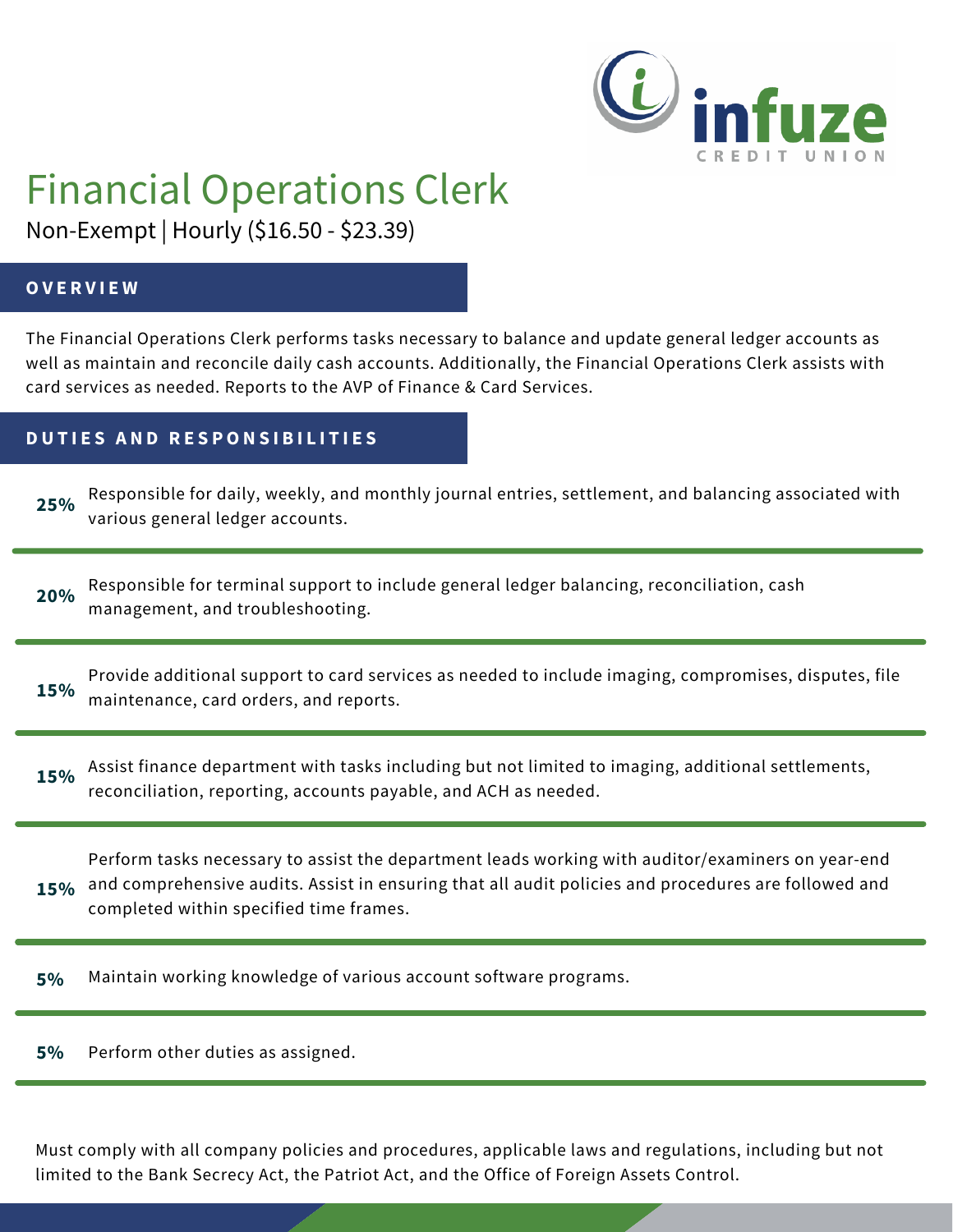# Financial Operations Clerk

Non-Exempt | Hourly ($16.50 - $23.39)

## OVERVIEW

The Financial Operations Clerk performs tasks necessary to balance and update general ledger accounts as well as maintain and reconcile daily cash accounts. Additionally, the Financial Operations Clerk assists with card services as needed. Reports to the AVP of Finance & Card Services.

## DUTIES AND RESPONSIBILITIES

**25%** Responsible for daily, weekly, and monthly journal entries, settlement, and balancing associated with various general ledger accounts.

**20%** Responsible for terminal support to include general ledger balancing, reconciliation, cash management, and troubleshooting.

**15%** Provide additional support to card services as needed to include imaging, compromises, disputes, file maintenance, card orders, and reports.

**15%** Assist finance department with tasks including but not limited to imaging, additional settlements, reconciliation, reporting, accounts payable, and ACH as needed.

**15%** Perform tasks necessary to assist the department leads working with auditor/examiners on year-end and comprehensive audits. Assist in ensuring that all audit policies and procedures are followed and completed within specified time frames.

**5%** Maintain working knowledge of various account software programs.

**5%** Perform other duties as assigned.

Must comply with all company policies and procedures, applicable laws and regulations, including but not limited to the Bank Secrecy Act, the Patriot Act, and the Office of Foreign Assets Control.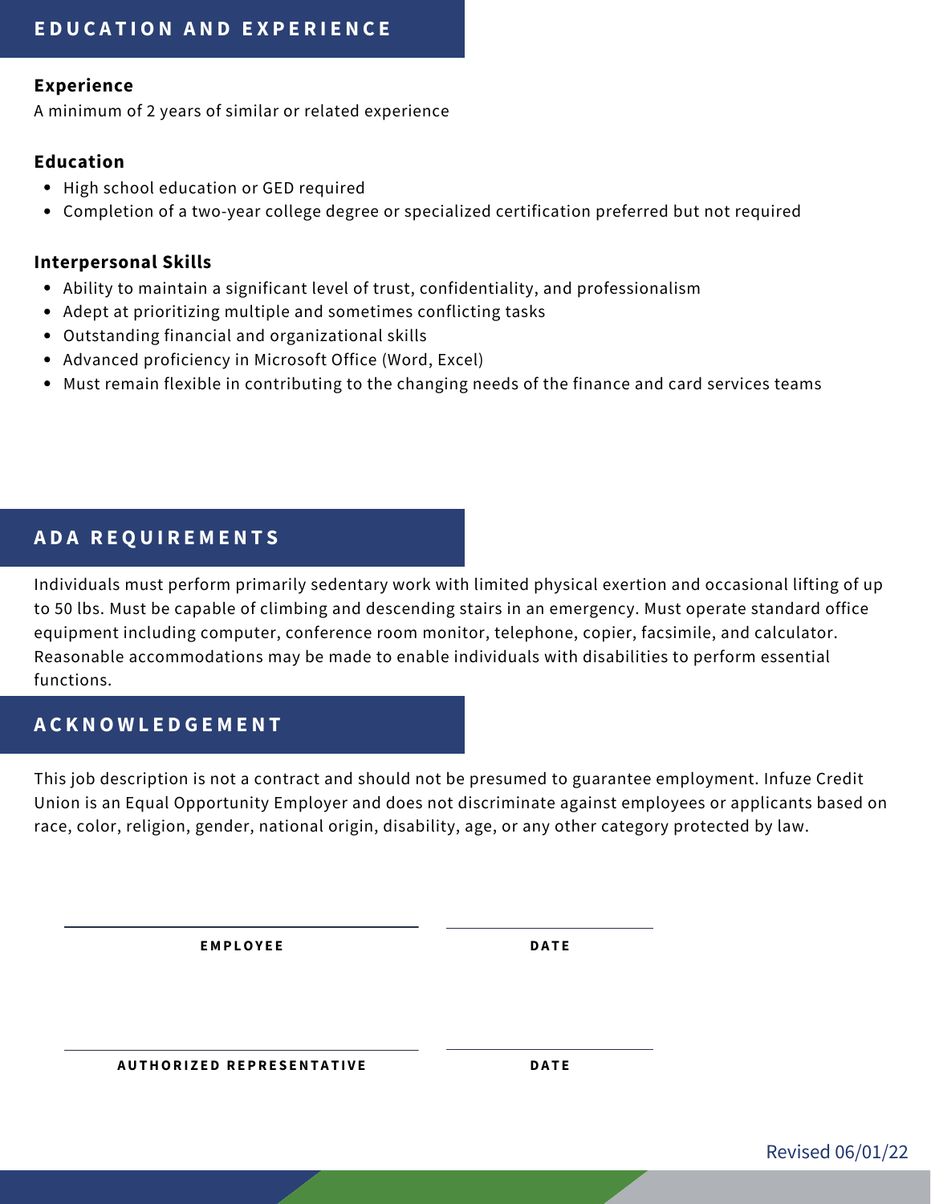## EDUCATION AND EXPERIENCE

**Experience**

A minimum of 2 years of similar or related experience

**Education**

- High school education or GED required
- Completion of a two-year college degree or specialized certification preferred but not required

**Interpersonal Skills**

- Ability to maintain a significant level of trust, confidentiality, and professionalism
- Adept at prioritizing multiple and sometimes conflicting tasks
- Outstanding financial and organizational skills
- Advanced proficiency in Microsoft Office (Word, Excel)
- Must remain flexible in contributing to the changing needs of the finance and card services teams

## ADA REQUIREMENTS

Individuals must perform primarily sedentary work with limited physical exertion and occasional lifting of up to 50 lbs. Must be capable of climbing and descending stairs in an emergency. Must operate standard office equipment including computer, conference room monitor, telephone, copier, facsimile, and calculator. Reasonable accommodations may be made to enable individuals with disabilities to perform essential functions.

## ACKNOWLEDGEMENT

This job description is not a contract and should not be presumed to guarantee employment. Infuze Credit Union is an Equal Opportunity Employer and does not discriminate against employees or applicants based on race, color, religion, gender, national origin, disability, age, or any other category protected by law.

\_\_\_\_\_\_\_\_\_\_\_\_\_\_\_\_\_\_\_\_\_\_\_\_\_\_\_\_\_\_ \_\_\_\_\_\_\_\_\_\_\_\_\_\_\_\_\_\_

**EMPLOYEE** **DATE**

\_\_\_\_\_\_\_\_\_\_\_\_\_\_\_\_\_\_\_\_\_\_\_\_\_\_\_\_\_\_ \_\_\_\_\_\_\_\_\_\_\_\_\_\_\_\_\_\_

**AUTHORIZED REPRESENTATIVE** **DATE**

Revised 06/01/22